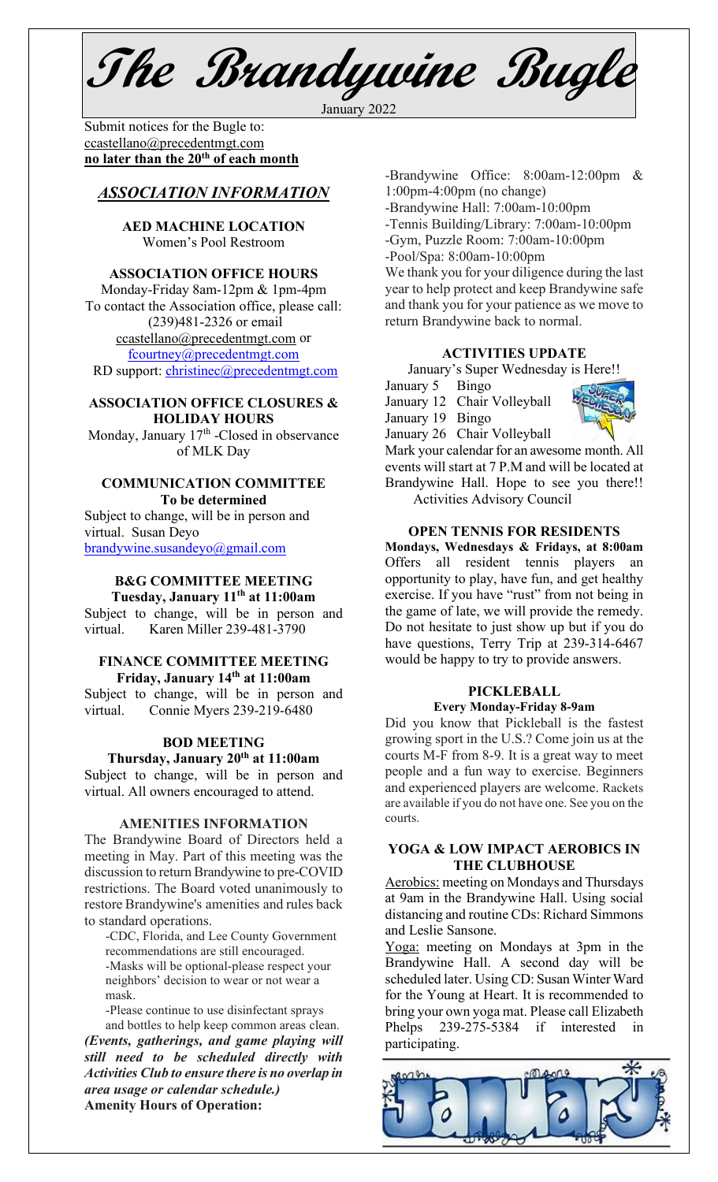# The Brandywine Bugle

January 2022

Submit notices for the Bugle to:
ccastellano@precedentmgt.com
**no later than the 20th of each month**

## *ASSOCIATION INFORMATION*

**AED MACHINE LOCATION**
Women's Pool Restroom

**ASSOCIATION OFFICE HOURS**
Monday-Friday 8am-12pm & 1pm-4pm
To contact the Association office, please call: (239)481-2326 or email
ccastellano@precedentmgt.com or
fcourtney@precedentmgt.com
RD support: christinec@precedentmgt.com

**ASSOCIATION OFFICE CLOSURES & HOLIDAY HOURS**
Monday, January 17th -Closed in observance of MLK Day

**COMMUNICATION COMMITTEE**
**To be determined**
Subject to change, will be in person and virtual. Susan Deyo
brandywine.susandeyo@gmail.com

**B&G COMMITTEE MEETING**
**Tuesday, January 11th at 11:00am**
Subject to change, will be in person and virtual. Karen Miller 239-481-3790

**FINANCE COMMITTEE MEETING**
**Friday, January 14th at 11:00am**
Subject to change, will be in person and virtual. Connie Myers 239-219-6480

**BOD MEETING**
**Thursday, January 20th at 11:00am**
Subject to change, will be in person and virtual. All owners encouraged to attend.

**AMENITIES INFORMATION**
The Brandywine Board of Directors held a meeting in May. Part of this meeting was the discussion to return Brandywine to pre-COVID restrictions. The Board voted unanimously to restore Brandywine's amenities and rules back to standard operations.

-CDC, Florida, and Lee County Government recommendations are still encouraged.
-Masks will be optional-please respect your neighbors' decision to wear or not wear a mask.
-Please continue to use disinfectant sprays and bottles to help keep common areas clean.

***(Events, gatherings, and game playing will still need to be scheduled directly with Activities Club to ensure there is no overlap in area usage or calendar schedule.)***
**Amenity Hours of Operation:**

-Brandywine Office: 8:00am-12:00pm & 1:00pm-4:00pm (no change)
-Brandywine Hall: 7:00am-10:00pm
-Tennis Building/Library: 7:00am-10:00pm
-Gym, Puzzle Room: 7:00am-10:00pm
-Pool/Spa: 8:00am-10:00pm

We thank you for your diligence during the last year to help protect and keep Brandywine safe and thank you for your patience as we move to return Brandywine back to normal.

**ACTIVITIES UPDATE**
January's Super Wednesday is Here!!
January 5 Bingo
January 12 Chair Volleyball
January 19 Bingo
January 26 Chair Volleyball
Mark your calendar for an awesome month. All events will start at 7 P.M and will be located at Brandywine Hall. Hope to see you there!!
Activities Advisory Council

**OPEN TENNIS FOR RESIDENTS**
**Mondays, Wednesdays & Fridays, at 8:00am** Offers all resident tennis players an opportunity to play, have fun, and get healthy exercise. If you have "rust" from not being in the game of late, we will provide the remedy. Do not hesitate to just show up but if you do have questions, Terry Trip at 239-314-6467 would be happy to try to provide answers.

**PICKLEBALL**
**Every Monday-Friday 8-9am**
Did you know that Pickleball is the fastest growing sport in the U.S.? Come join us at the courts M-F from 8-9. It is a great way to meet people and a fun way to exercise. Beginners and experienced players are welcome. Rackets are available if you do not have one. See you on the courts.

**YOGA & LOW IMPACT AEROBICS IN THE CLUBHOUSE**
Aerobics: meeting on Mondays and Thursdays at 9am in the Brandywine Hall. Using social distancing and routine CDs: Richard Simmons and Leslie Sansone.

Yoga: meeting on Mondays at 3pm in the Brandywine Hall. A second day will be scheduled later. Using CD: Susan Winter Ward for the Young at Heart. It is recommended to bring your own yoga mat. Please call Elizabeth Phelps 239-275-5384 if interested in participating.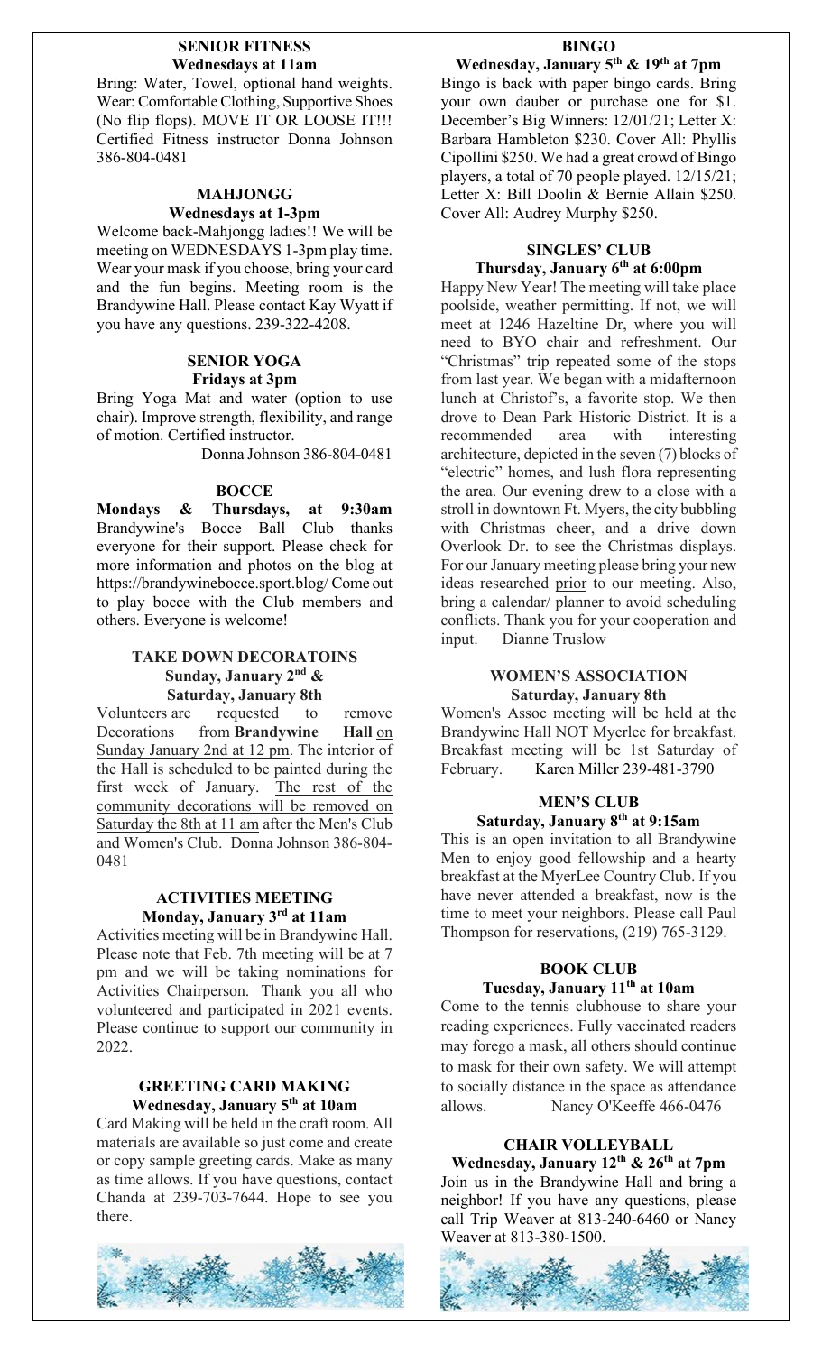## SENIOR FITNESS

**Wednesdays at 11am**

Bring: Water, Towel, optional hand weights. Wear: Comfortable Clothing, Supportive Shoes (No flip flops). MOVE IT OR LOOSE IT!!! Certified Fitness instructor Donna Johnson 386-804-0481

## MAHJONGG

**Wednesdays at 1-3pm**

Welcome back-Mahjongg ladies!! We will be meeting on WEDNESDAYS 1-3pm play time. Wear your mask if you choose, bring your card and the fun begins. Meeting room is the Brandywine Hall. Please contact Kay Wyatt if you have any questions. 239-322-4208.

## SENIOR YOGA

**Fridays at 3pm**

Bring Yoga Mat and water (option to use chair). Improve strength, flexibility, and range of motion. Certified instructor.

Donna Johnson 386-804-0481

## BOCCE

**Mondays & Thursdays, at 9:30am**

Brandywine's Bocce Ball Club thanks everyone for their support. Please check for more information and photos on the blog at https://brandywinebocce.sport.blog/ Come out to play bocce with the Club members and others. Everyone is welcome!

## TAKE DOWN DECORATOINS

**Sunday, January 2nd & Saturday, January 8th**

Volunteers are requested to remove Decorations from **Brandywine Hall** on Sunday January 2nd at 12 pm. The interior of the Hall is scheduled to be painted during the first week of January. The rest of the community decorations will be removed on Saturday the 8th at 11 am after the Men's Club and Women's Club. Donna Johnson 386-804-0481

## ACTIVITIES MEETING

**Monday, January 3rd at 11am**

Activities meeting will be in Brandywine Hall. Please note that Feb. 7th meeting will be at 7 pm and we will be taking nominations for Activities Chairperson. Thank you all who volunteered and participated in 2021 events. Please continue to support our community in 2022.

## GREETING CARD MAKING

**Wednesday, January 5th at 10am**

Card Making will be held in the craft room. All materials are available so just come and create or copy sample greeting cards. Make as many as time allows. If you have questions, contact Chanda at 239-703-7644. Hope to see you there.

## BINGO

**Wednesday, January 5th & 19th at 7pm**

Bingo is back with paper bingo cards. Bring your own dauber or purchase one for $1. December's Big Winners: 12/01/21; Letter X: Barbara Hambleton $230. Cover All: Phyllis Cipollini $250. We had a great crowd of Bingo players, a total of 70 people played. 12/15/21; Letter X: Bill Doolin & Bernie Allain $250. Cover All: Audrey Murphy $250.

## SINGLES' CLUB

**Thursday, January 6th at 6:00pm**

Happy New Year! The meeting will take place poolside, weather permitting. If not, we will meet at 1246 Hazeltine Dr, where you will need to BYO chair and refreshment. Our "Christmas" trip repeated some of the stops from last year. We began with a midafternoon lunch at Christof's, a favorite stop. We then drove to Dean Park Historic District. It is a recommended area with interesting architecture, depicted in the seven (7) blocks of "electric" homes, and lush flora representing the area. Our evening drew to a close with a stroll in downtown Ft. Myers, the city bubbling with Christmas cheer, and a drive down Overlook Dr. to see the Christmas displays. For our January meeting please bring your new ideas researched prior to our meeting. Also, bring a calendar/ planner to avoid scheduling conflicts. Thank you for your cooperation and input. Dianne Truslow

## WOMEN'S ASSOCIATION

**Saturday, January 8th**

Women's Assoc meeting will be held at the Brandywine Hall NOT Myerlee for breakfast. Breakfast meeting will be 1st Saturday of February. Karen Miller 239-481-3790

## MEN'S CLUB

**Saturday, January 8th at 9:15am**

This is an open invitation to all Brandywine Men to enjoy good fellowship and a hearty breakfast at the MyerLee Country Club. If you have never attended a breakfast, now is the time to meet your neighbors. Please call Paul Thompson for reservations, (219) 765-3129.

## BOOK CLUB

**Tuesday, January 11th at 10am**

Come to the tennis clubhouse to share your reading experiences. Fully vaccinated readers may forego a mask, all others should continue to mask for their own safety. We will attempt to socially distance in the space as attendance allows. Nancy O'Keeffe 466-0476

## CHAIR VOLLEYBALL

**Wednesday, January 12th & 26th at 7pm**

Join us in the Brandywine Hall and bring a neighbor! If you have any questions, please call Trip Weaver at 813-240-6460 or Nancy Weaver at 813-380-1500.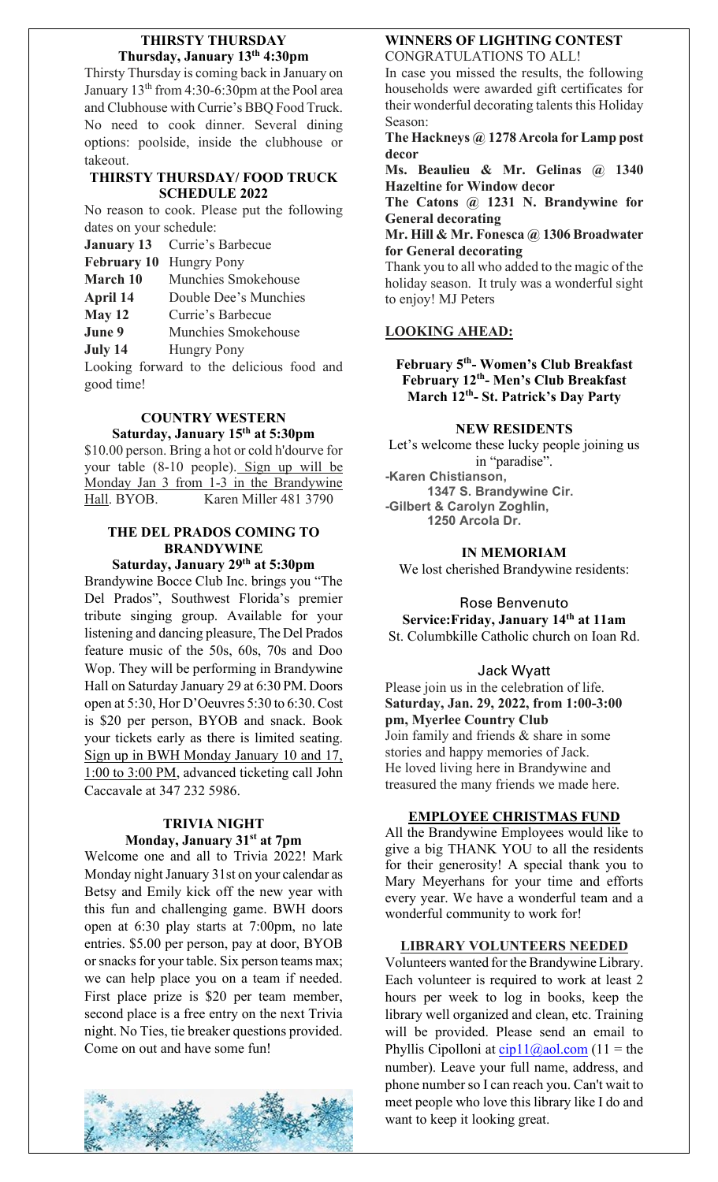## THIRSTY THURSDAY

### Thursday, January 13th 4:30pm

Thirsty Thursday is coming back in January on January 13th from 4:30-6:30pm at the Pool area and Clubhouse with Currie's BBQ Food Truck. No need to cook dinner. Several dining options: poolside, inside the clubhouse or takeout.

## THIRSTY THURSDAY/ FOOD TRUCK SCHEDULE 2022

No reason to cook. Please put the following dates on your schedule:

| | |
|---|---|
| **January 13** | Currie's Barbecue |
| **February 10** | Hungry Pony |
| **March 10** | Munchies Smokehouse |
| **April 14** | Double Dee's Munchies |
| **May 12** | Currie's Barbecue |
| **June 9** | Munchies Smokehouse |
| **July 14** | Hungry Pony |

Looking forward to the delicious food and good time!

## COUNTRY WESTERN

### Saturday, January 15th at 5:30pm

$10.00 person. Bring a hot or cold h'dourve for your table (8-10 people). Sign up will be Monday Jan 3 from 1-3 in the Brandywine Hall. BYOB. Karen Miller 481 3790

## THE DEL PRADOS COMING TO BRANDYWINE

### Saturday, January 29th at 5:30pm

Brandywine Bocce Club Inc. brings you "The Del Prados", Southwest Florida's premier tribute singing group. Available for your listening and dancing pleasure, The Del Prados feature music of the 50s, 60s, 70s and Doo Wop. They will be performing in Brandywine Hall on Saturday January 29 at 6:30 PM. Doors open at 5:30, Hor D'Oeuvres 5:30 to 6:30. Cost is $20 per person, BYOB and snack. Book your tickets early as there is limited seating. Sign up in BWH Monday January 10 and 17, 1:00 to 3:00 PM, advanced ticketing call John Caccavale at 347 232 5986.

## TRIVIA NIGHT

### Monday, January 31st at 7pm

Welcome one and all to Trivia 2022! Mark Monday night January 31st on your calendar as Betsy and Emily kick off the new year with this fun and challenging game. BWH doors open at 6:30 play starts at 7:00pm, no late entries. $5.00 per person, pay at door, BYOB or snacks for your table. Six person teams max; we can help place you on a team if needed. First place prize is $20 per team member, second place is a free entry on the next Trivia night. No Ties, tie breaker questions provided. Come on out and have some fun!

## WINNERS OF LIGHTING CONTEST

CONGRATULATIONS TO ALL!

In case you missed the results, the following households were awarded gift certificates for their wonderful decorating talents this Holiday Season:

**The Hackneys @ 1278 Arcola for Lamp post decor**

**Ms. Beaulieu & Mr. Gelinas @ 1340 Hazeltine for Window decor**

**The Catons @ 1231 N. Brandywine for General decorating**

**Mr. Hill & Mr. Fonesca @ 1306 Broadwater for General decorating**

Thank you to all who added to the magic of the holiday season. It truly was a wonderful sight to enjoy! MJ Peters

## LOOKING AHEAD:

**February 5th- Women's Club Breakfast**
**February 12th- Men's Club Breakfast**
**March 12th- St. Patrick's Day Party**

## NEW RESIDENTS

Let's welcome these lucky people joining us in "paradise".

- Karen Chistianson, 1347 S. Brandywine Cir.
- Gilbert & Carolyn Zoghlin, 1250 Arcola Dr.

## IN MEMORIAM

We lost cherished Brandywine residents:

### Rose Benvenuto

**Service:Friday, January 14th at 11am**
St. Columbkille Catholic church on Ioan Rd.

### Jack Wyatt

Please join us in the celebration of life.
**Saturday, Jan. 29, 2022, from 1:00-3:00 pm, Myerlee Country Club**
Join family and friends & share in some stories and happy memories of Jack. He loved living here in Brandywine and treasured the many friends we made here.

## EMPLOYEE CHRISTMAS FUND

All the Brandywine Employees would like to give a big THANK YOU to all the residents for their generosity! A special thank you to Mary Meyerhans for your time and efforts every year. We have a wonderful team and a wonderful community to work for!

## LIBRARY VOLUNTEERS NEEDED

Volunteers wanted for the Brandywine Library. Each volunteer is required to work at least 2 hours per week to log in books, keep the library well organized and clean, etc. Training will be provided. Please send an email to Phyllis Cipolloni at cip11@aol.com (11 = the number). Leave your full name, address, and phone number so I can reach you. Can't wait to meet people who love this library like I do and want to keep it looking great.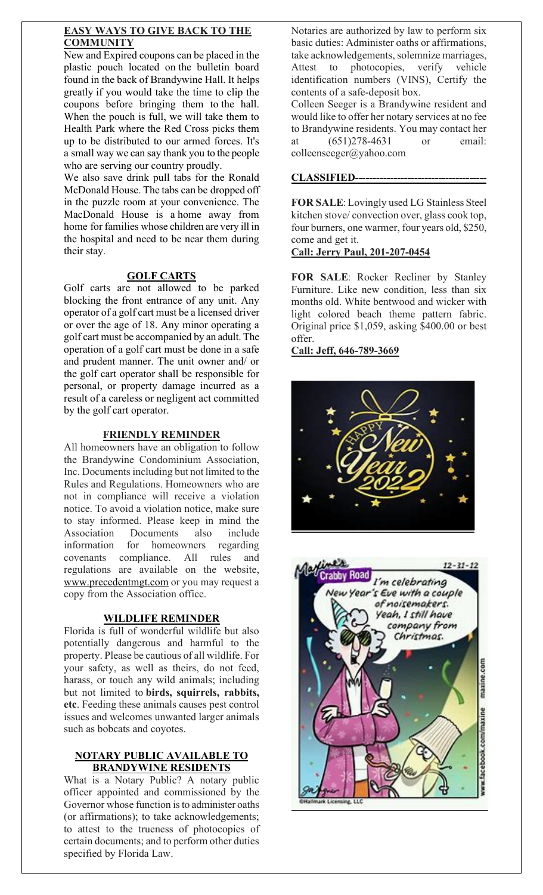## EASY WAYS TO GIVE BACK TO THE COMMUNITY

New and Expired coupons can be placed in the plastic pouch located on the bulletin board found in the back of Brandywine Hall. It helps greatly if you would take the time to clip the coupons before bringing them to the hall. When the pouch is full, we will take them to Health Park where the Red Cross picks them up to be distributed to our armed forces. It's a small way we can say thank you to the people who are serving our country proudly.

We also save drink pull tabs for the Ronald McDonald House. The tabs can be dropped off in the puzzle room at your convenience. The MacDonald House is a home away from home for families whose children are very ill in the hospital and need to be near them during their stay.

## GOLF CARTS

Golf carts are not allowed to be parked blocking the front entrance of any unit. Any operator of a golf cart must be a licensed driver or over the age of 18. Any minor operating a golf cart must be accompanied by an adult. The operation of a golf cart must be done in a safe and prudent manner. The unit owner and/ or the golf cart operator shall be responsible for personal, or property damage incurred as a result of a careless or negligent act committed by the golf cart operator.

## FRIENDLY REMINDER

All homeowners have an obligation to follow the Brandywine Condominium Association, Inc. Documents including but not limited to the Rules and Regulations. Homeowners who are not in compliance will receive a violation notice. To avoid a violation notice, make sure to stay informed. Please keep in mind the Association Documents also include information for homeowners regarding covenants compliance. All rules and regulations are available on the website, www.precedentmgt.com or you may request a copy from the Association office.

## WILDLIFE REMINDER

Florida is full of wonderful wildlife but also potentially dangerous and harmful to the property. Please be cautious of all wildlife. For your safety, as well as theirs, do not feed, harass, or touch any wild animals; including but not limited to **birds, squirrels, rabbits, etc**. Feeding these animals causes pest control issues and welcomes unwanted larger animals such as bobcats and coyotes.

## NOTARY PUBLIC AVAILABLE TO BRANDYWINE RESIDENTS

What is a Notary Public? A notary public officer appointed and commissioned by the Governor whose function is to administer oaths (or affirmations); to take acknowledgements; to attest to the trueness of photocopies of certain documents; and to perform other duties specified by Florida Law.

Notaries are authorized by law to perform six basic duties: Administer oaths or affirmations, take acknowledgements, solemnize marriages, Attest to photocopies, verify vehicle identification numbers (VINS), Certify the contents of a safe-deposit box.

Colleen Seeger is a Brandywine resident and would like to offer her notary services at no fee to Brandywine residents. You may contact her at (651)278-4631 or email: colleenseeger@yahoo.com

## CLASSIFIED------------------------------------

**FOR SALE**: Lovingly used LG Stainless Steel kitchen stove/ convection over, glass cook top, four burners, one warmer, four years old, $250, come and get it.

**Call: Jerry Paul, 201-207-0454**

**FOR SALE**: Rocker Recliner by Stanley Furniture. Like new condition, less than six months old. White bentwood and wicker with light colored beach theme pattern fabric. Original price $1,059, asking $400.00 or best offer.

**Call: Jeff, 646-789-3669**